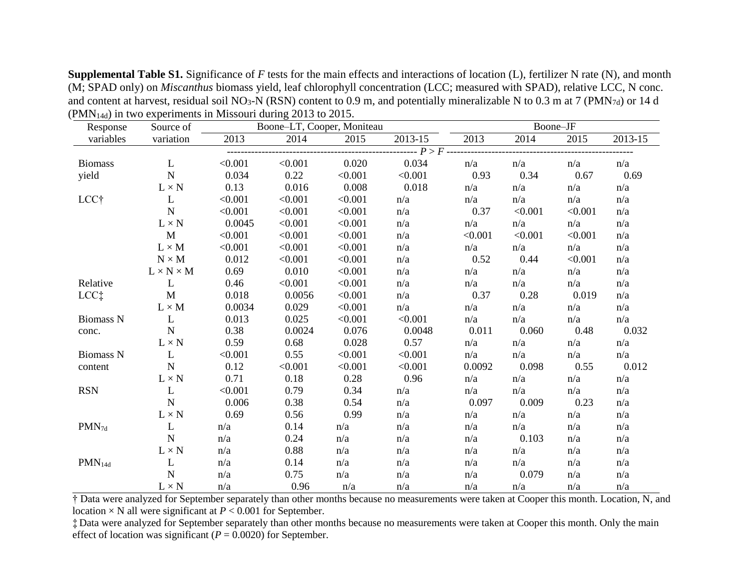**Supplemental Table S1.** Significance of *F* tests for the main effects and interactions of location (L), fertilizer N rate (N), and month (M; SPAD only) on *Miscanthus* biomass yield, leaf chlorophyll concentration (LCC; measured with SPAD), relative LCC, N conc. and content at harvest, residual soil $NO_3$-N (RSN) content to 0.9 m, and potentially mineralizable N to 0.3 m at 7 ($PMN_{7d}$) or 14 d ($PMN_{14d}$) in two experiments in Missouri during 2013 to 2015.

| Response variables | Source of variation | Boone–LT, Cooper, Moniteau | | | | Boone–JF | | | |
|---|---|---|---|---|---|---|---|---|---|
| | | 2013 | 2014 | 2015 | 2013-15 | 2013 | 2014 | 2015 | 2013-15 |
| | | *P* > *F* | | | | | | | |
| Biomass yield | L | <0.001 | <0.001 | 0.020 | 0.034 | n/a | n/a | n/a | n/a |
| | N | 0.034 | 0.22 | <0.001 | <0.001 | 0.93 | 0.34 | 0.67 | 0.69 |
| | L × N | 0.13 | 0.016 | 0.008 | 0.018 | n/a | n/a | n/a | n/a |
| LCC† | L | <0.001 | <0.001 | <0.001 | n/a | n/a | n/a | n/a | n/a |
| | N | <0.001 | <0.001 | <0.001 | n/a | 0.37 | <0.001 | <0.001 | n/a |
| | L × N | 0.0045 | <0.001 | <0.001 | n/a | n/a | n/a | n/a | n/a |
| | M | <0.001 | <0.001 | <0.001 | n/a | <0.001 | <0.001 | <0.001 | n/a |
| | L × M | <0.001 | <0.001 | <0.001 | n/a | n/a | n/a | n/a | n/a |
| | N × M | 0.012 | <0.001 | <0.001 | n/a | 0.52 | 0.44 | <0.001 | n/a |
| | L × N × M | 0.69 | 0.010 | <0.001 | n/a | n/a | n/a | n/a | n/a |
| Relative LCC‡ | L | 0.46 | <0.001 | <0.001 | n/a | n/a | n/a | n/a | n/a |
| | M | 0.018 | 0.0056 | <0.001 | n/a | 0.37 | 0.28 | 0.019 | n/a |
| | L × M | 0.0034 | 0.029 | <0.001 | n/a | n/a | n/a | n/a | n/a |
| Biomass N conc. | L | 0.013 | 0.025 | <0.001 | <0.001 | n/a | n/a | n/a | n/a |
| | N | 0.38 | 0.0024 | 0.076 | 0.0048 | 0.011 | 0.060 | 0.48 | 0.032 |
| | L × N | 0.59 | 0.68 | 0.028 | 0.57 | n/a | n/a | n/a | n/a |
| Biomass N content | L | <0.001 | 0.55 | <0.001 | <0.001 | n/a | n/a | n/a | n/a |
| | N | 0.12 | <0.001 | <0.001 | <0.001 | 0.0092 | 0.098 | 0.55 | 0.012 |
| | L × N | 0.71 | 0.18 | 0.28 | 0.96 | n/a | n/a | n/a | n/a |
| RSN | L | <0.001 | 0.79 | 0.34 | n/a | n/a | n/a | n/a | n/a |
| | N | 0.006 | 0.38 | 0.54 | n/a | 0.097 | 0.009 | 0.23 | n/a |
| | L × N | 0.69 | 0.56 | 0.99 | n/a | n/a | n/a | n/a | n/a |
| $PMN_{7d}$ | L | n/a | 0.14 | n/a | n/a | n/a | n/a | n/a | n/a |
| | N | n/a | 0.24 | n/a | n/a | n/a | 0.103 | n/a | n/a |
| | L × N | n/a | 0.88 | n/a | n/a | n/a | n/a | n/a | n/a |
| $PMN_{14d}$ | L | n/a | 0.14 | n/a | n/a | n/a | n/a | n/a | n/a |
| | N | n/a | 0.75 | n/a | n/a | n/a | 0.079 | n/a | n/a |
| | L × N | n/a | 0.96 | n/a | n/a | n/a | n/a | n/a | n/a |

† Data were analyzed for September separately than other months because no measurements were taken at Cooper this month. Location, N, and location × N all were significant at $P < 0.001$ for September.

‡ Data were analyzed for September separately than other months because no measurements were taken at Cooper this month. Only the main effect of location was significant ($P = 0.0020$) for September.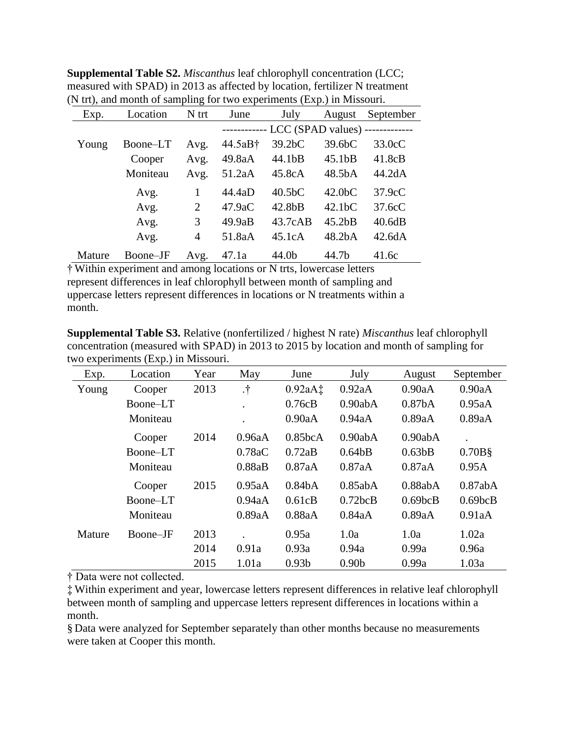**Supplemental Table S2.** *Miscanthus* leaf chlorophyll concentration (LCC; measured with SPAD) in 2013 as affected by location, fertilizer N treatment (N trt), and month of sampling for two experiments (Exp.) in Missouri.

| Exp. | Location | N trt | June | July | August | September |
|---|---|---|---|---|---|---|
| | | | ------------ LCC (SPAD values) ------------- | | | |
| Young | Boone–LT | Avg. | 44.5aB† | 39.2bC | 39.6bC | 33.0cC |
| | Cooper | Avg. | 49.8aA | 44.1bB | 45.1bB | 41.8cB |
| | Moniteau | Avg. | 51.2aA | 45.8cA | 48.5bA | 44.2dA |
| | Avg. | 1 | 44.4aD | 40.5bC | 42.0bC | 37.9cC |
| | Avg. | 2 | 47.9aC | 42.8bB | 42.1bC | 37.6cC |
| | Avg. | 3 | 49.9aB | 43.7cAB | 45.2bB | 40.6dB |
| | Avg. | 4 | 51.8aA | 45.1cA | 48.2bA | 42.6dA |
| Mature | Boone–JF | Avg. | 47.1a | 44.0b | 44.7b | 41.6c |

† Within experiment and among locations or N trts, lowercase letters represent differences in leaf chlorophyll between month of sampling and uppercase letters represent differences in locations or N treatments within a month.

**Supplemental Table S3.** Relative (nonfertilized / highest N rate) *Miscanthus* leaf chlorophyll concentration (measured with SPAD) in 2013 to 2015 by location and month of sampling for two experiments (Exp.) in Missouri.

| Exp. | Location | Year | May | June | July | August | September |
|---|---|---|---|---|---|---|---|
| Young | Cooper | 2013 | .† | 0.92aA‡ | 0.92aA | 0.90aA | 0.90aA |
| | Boone–LT | | . | 0.76cB | 0.90abA | 0.87bA | 0.95aA |
| | Moniteau | | . | 0.90aA | 0.94aA | 0.89aA | 0.89aA |
| | Cooper | 2014 | 0.96aA | 0.85bcA | 0.90abA | 0.90abA | . |
| | Boone–LT | | 0.78aC | 0.72aB | 0.64bB | 0.63bB | 0.70B§ |
| | Moniteau | | 0.88aB | 0.87aA | 0.87aA | 0.87aA | 0.95A |
| | Cooper | 2015 | 0.95aA | 0.84bA | 0.85abA | 0.88abA | 0.87abA |
| | Boone–LT | | 0.94aA | 0.61cB | 0.72bcB | 0.69bcB | 0.69bcB |
| | Moniteau | | 0.89aA | 0.88aA | 0.84aA | 0.89aA | 0.91aA |
| Mature | Boone–JF | 2013 | . | 0.95a | 1.0a | 1.0a | 1.02a |
| | | 2014 | 0.91a | 0.93a | 0.94a | 0.99a | 0.96a |
| | | 2015 | 1.01a | 0.93b | 0.90b | 0.99a | 1.03a |

† Data were not collected.

‡ Within experiment and year, lowercase letters represent differences in relative leaf chlorophyll between month of sampling and uppercase letters represent differences in locations within a month.

§ Data were analyzed for September separately than other months because no measurements were taken at Cooper this month.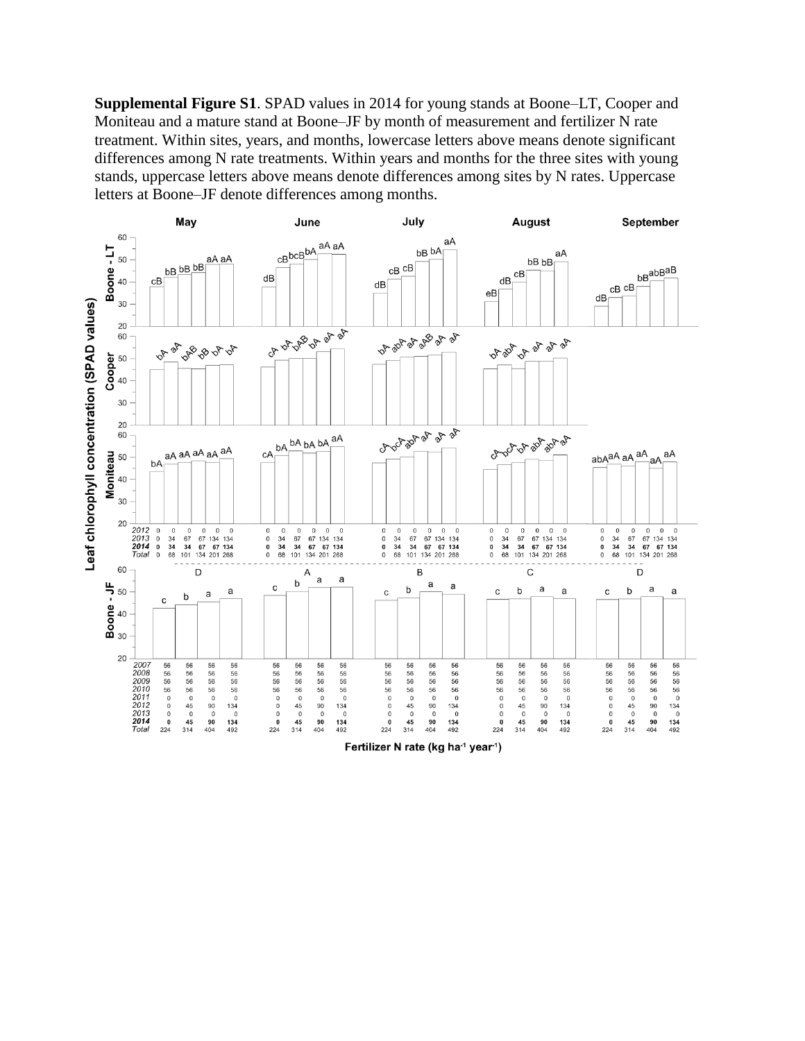**Supplemental Figure S1**. SPAD values in 2014 for young stands at Boone–LT, Cooper and Moniteau and a mature stand at Boone–JF by month of measurement and fertilizer N rate treatment. Within sites, years, and months, lowercase letters above means denote significant differences among N rate treatments. Within years and months for the three sites with young stands, uppercase letters above means denote differences among sites by N rates. Uppercase letters at Boone–JF denote differences among months.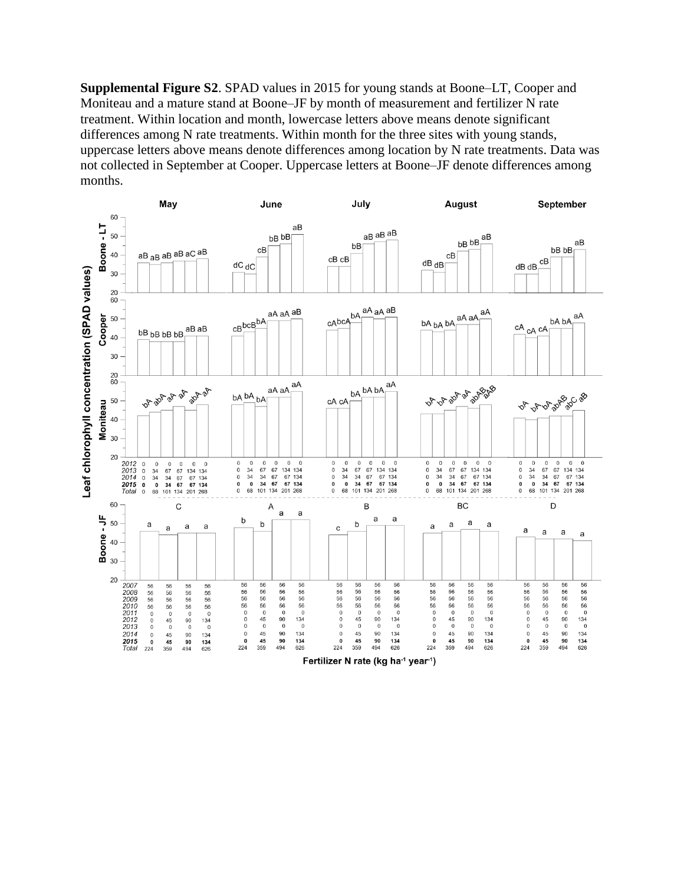**Supplemental Figure S2**. SPAD values in 2015 for young stands at Boone–LT, Cooper and Moniteau and a mature stand at Boone–JF by month of measurement and fertilizer N rate treatment. Within location and month, lowercase letters above means denote significant differences among N rate treatments. Within month for the three sites with young stands, uppercase letters above means denote differences among location by N rate treatments. Data was not collected in September at Cooper. Uppercase letters at Boone–JF denote differences among months.

May June July August September

Leaf chlorophyll concentration (SPAD values)

Boone - LT

aB aB aB aB aC aB

dC dC cB bB bB aB

cB cB bB aB aB aB

dB dB cB bB bB aB

dB dB cB bB bB aB

Cooper

bB bB bB bB aB aB

cB bcB bA aA aA aB

cA bcA bA aA aA aB

bA bA bA aA aA aA

cA cA cA bA bA aA

Moniteau

bA abA aA aA abA aA

bA bA bA aA aA aA

cA cA bA bA bA aA

bA bA abA aA abAB aAB

bA bA bA abAB abC aB

2012 0 0 0 0 0 0
2013 0 34 67 67 134 134
2014 0 34 34 67 67 134
2015 0 0 34 67 67 134
Total 0 68 101 134 201 268

Boone - JF

C A B BC D

a a a a

b b a a

c b a a

a a a a

a a a a

2007 56 56 56 56
2008 56 56 56 56
2009 56 56 56 56
2010 56 56 56 56
2011 0 0 0 0
2012 0 45 90 134
2013 0 0 0 0
2014 0 45 90 134
2015 0 45 90 134
Total 224 359 494 626

Fertilizer N rate (kg ha$^{-1}$ year$^{-1}$)